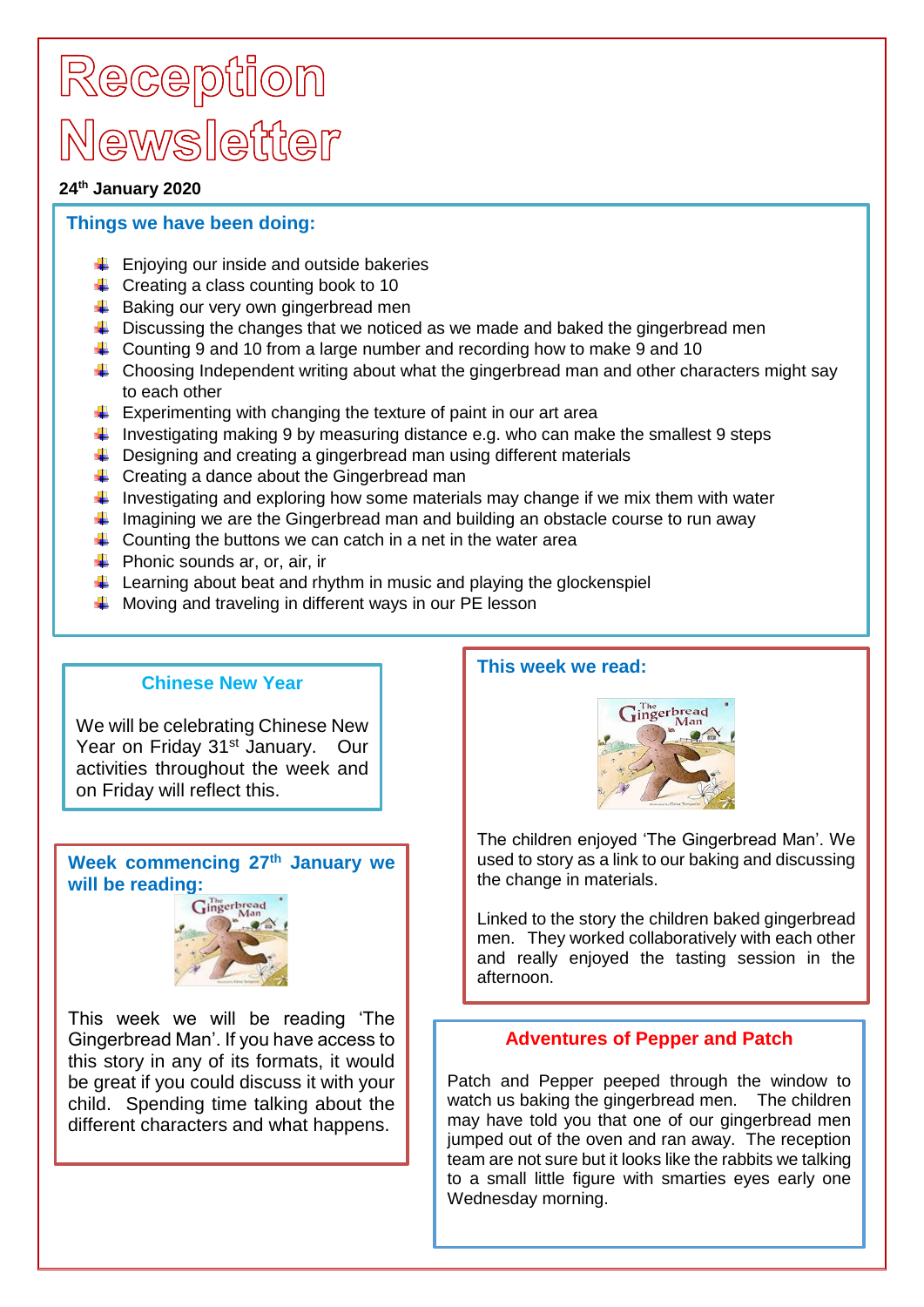# Reception Newsletter

**24th January 2020**

## Things we have been doing:

- Enjoying our inside and outside bakeries
- Creating a class counting book to 10
- Baking our very own gingerbread men
- Discussing the changes that we noticed as we made and baked the gingerbread men
- Counting 9 and 10 from a large number and recording how to make 9 and 10
- Choosing Independent writing about what the gingerbread man and other characters might say to each other
- Experimenting with changing the texture of paint in our art area
- Investigating making 9 by measuring distance e.g. who can make the smallest 9 steps
- Designing and creating a gingerbread man using different materials
- Creating a dance about the Gingerbread man
- Investigating and exploring how some materials may change if we mix them with water
- Imagining we are the Gingerbread man and building an obstacle course to run away
- Counting the buttons we can catch in a net in the water area
- Phonic sounds ar, or, air, ir
- Learning about beat and rhythm in music and playing the glockenspiel
- Moving and traveling in different ways in our PE lesson

## Chinese New Year

We will be celebrating Chinese New Year on Friday 31st January. Our activities throughout the week and on Friday will reflect this.

## Week commencing 27th January we will be reading:

This week we will be reading 'The Gingerbread Man'. If you have access to this story in any of its formats, it would be great if you could discuss it with your child. Spending time talking about the different characters and what happens.

## This week we read:

The children enjoyed 'The Gingerbread Man'. We used to story as a link to our baking and discussing the change in materials.

Linked to the story the children baked gingerbread men. They worked collaboratively with each other and really enjoyed the tasting session in the afternoon.

## Adventures of Pepper and Patch

Patch and Pepper peeped through the window to watch us baking the gingerbread men. The children may have told you that one of our gingerbread men jumped out of the oven and ran away. The reception team are not sure but it looks like the rabbits we talking to a small little figure with smarties eyes early one Wednesday morning.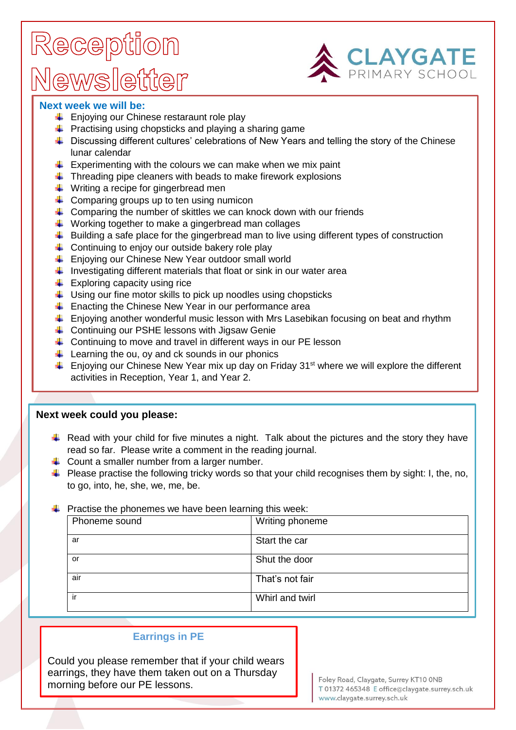# Reception Newsletter

**CLAYGATE** PRIMARY SCHOOL

### Next week we will be:

- Enjoying our Chinese restaraunt role play
- Practising using chopsticks and playing a sharing game
- Discussing different cultures' celebrations of New Years and telling the story of the Chinese lunar calendar
- Experimenting with the colours we can make when we mix paint
- Threading pipe cleaners with beads to make firework explosions
- Writing a recipe for gingerbread men
- Comparing groups up to ten using numicon
- Comparing the number of skittles we can knock down with our friends
- Working together to make a gingerbread man collages
- Building a safe place for the gingerbread man to live using different types of construction
- Continuing to enjoy our outside bakery role play
- Enjoying our Chinese New Year outdoor small world
- Investigating different materials that float or sink in our water area
- Exploring capacity using rice
- Using our fine motor skills to pick up noodles using chopsticks
- Enacting the Chinese New Year in our performance area
- Enjoying another wonderful music lesson with Mrs Lasebikan focusing on beat and rhythm
- Continuing our PSHE lessons with Jigsaw Genie
- Continuing to move and travel in different ways in our PE lesson
- Learning the ou, oy and ck sounds in our phonics
- Enjoying our Chinese New Year mix up day on Friday 31st where we will explore the different activities in Reception, Year 1, and Year 2.

### Next week could you please:

- Read with your child for five minutes a night. Talk about the pictures and the story they have read so far. Please write a comment in the reading journal.
- Count a smaller number from a larger number.
- Please practise the following tricky words so that your child recognises them by sight: I, the, no, to go, into, he, she, we, me, be.
- Practise the phonemes we have been learning this week:

| Phoneme sound | Writing phoneme |
|---|---|
| ar | Start the car |
| or | Shut the door |
| air | That's not fair |
| ir | Whirl and twirl |

### Earrings in PE

Could you please remember that if your child wears earrings, they have them taken out on a Thursday morning before our PE lessons.

Foley Road, Claygate, Surrey KT10 0NB
T 01372 465348 E office@claygate.surrey.sch.uk
www.claygate.surrey.sch.uk